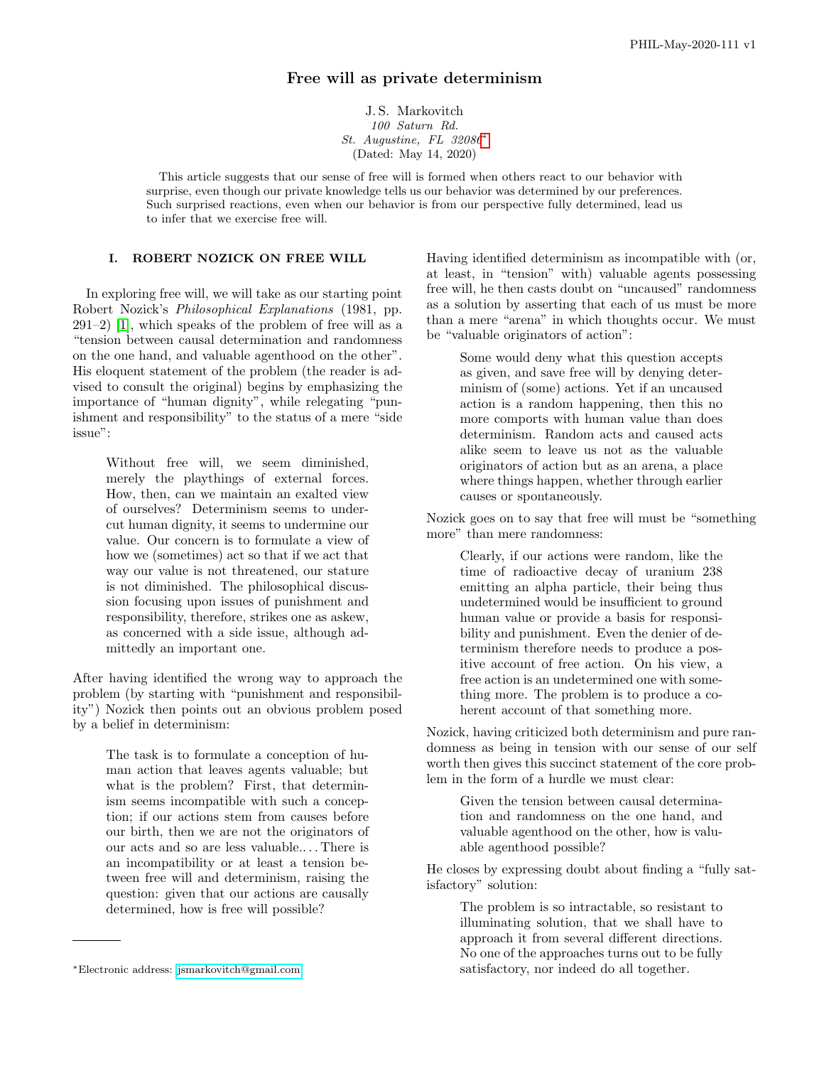# Free will as private determinism

J. S. Markovitch
*100 Saturn Rd.*
*St. Augustine, FL 32080*[*]
(Dated: May 14, 2020)

This article suggests that our sense of free will is formed when others react to our behavior with surprise, even though our private knowledge tells us our behavior was determined by our preferences. Such surprised reactions, even when our behavior is from our perspective fully determined, lead us to infer that we exercise free will.

## I. ROBERT NOZICK ON FREE WILL

In exploring free will, we will take as our starting point Robert Nozick's *Philosophical Explanations* (1981, pp. 291–2) [1], which speaks of the problem of free will as a "tension between causal determination and randomness on the one hand, and valuable agenthood on the other". His eloquent statement of the problem (the reader is advised to consult the original) begins by emphasizing the importance of "human dignity", while relegating "punishment and responsibility" to the status of a mere "side issue":

> Without free will, we seem diminished, merely the playthings of external forces. How, then, can we maintain an exalted view of ourselves? Determinism seems to undercut human dignity, it seems to undermine our value. Our concern is to formulate a view of how we (sometimes) act so that if we act that way our value is not threatened, our stature is not diminished. The philosophical discussion focusing upon issues of punishment and responsibility, therefore, strikes one as askew, as concerned with a side issue, although admittedly an important one.

After having identified the wrong way to approach the problem (by starting with "punishment and responsibility") Nozick then points out an obvious problem posed by a belief in determinism:

> The task is to formulate a conception of human action that leaves agents valuable; but what is the problem? First, that determinism seems incompatible with such a conception; if our actions stem from causes before our birth, then we are not the originators of our acts and so are less valuable.. . . There is an incompatibility or at least a tension between free will and determinism, raising the question: given that our actions are causally determined, how is free will possible?

Having identified determinism as incompatible with (or, at least, in "tension" with) valuable agents possessing free will, he then casts doubt on "uncaused" randomness as a solution by asserting that each of us must be more than a mere "arena" in which thoughts occur. We must be "valuable originators of action":

> Some would deny what this question accepts as given, and save free will by denying determinism of (some) actions. Yet if an uncaused action is a random happening, then this no more comports with human value than does determinism. Random acts and caused acts alike seem to leave us not as the valuable originators of action but as an arena, a place where things happen, whether through earlier causes or spontaneously.

Nozick goes on to say that free will must be "something more" than mere randomness:

> Clearly, if our actions were random, like the time of radioactive decay of uranium 238 emitting an alpha particle, their being thus undetermined would be insufficient to ground human value or provide a basis for responsibility and punishment. Even the denier of determinism therefore needs to produce a positive account of free action. On his view, a free action is an undetermined one with something more. The problem is to produce a coherent account of that something more.

Nozick, having criticized both determinism and pure randomness as being in tension with our sense of our self worth then gives this succinct statement of the core problem in the form of a hurdle we must clear:

> Given the tension between causal determination and randomness on the one hand, and valuable agenthood on the other, how is valuable agenthood possible?

He closes by expressing doubt about finding a "fully satisfactory" solution:

> The problem is so intractable, so resistant to illuminating solution, that we shall have to approach it from several different directions. No one of the approaches turns out to be fully satisfactory, nor indeed do all together.

---

[*]Electronic address: jsmarkovitch@gmail.com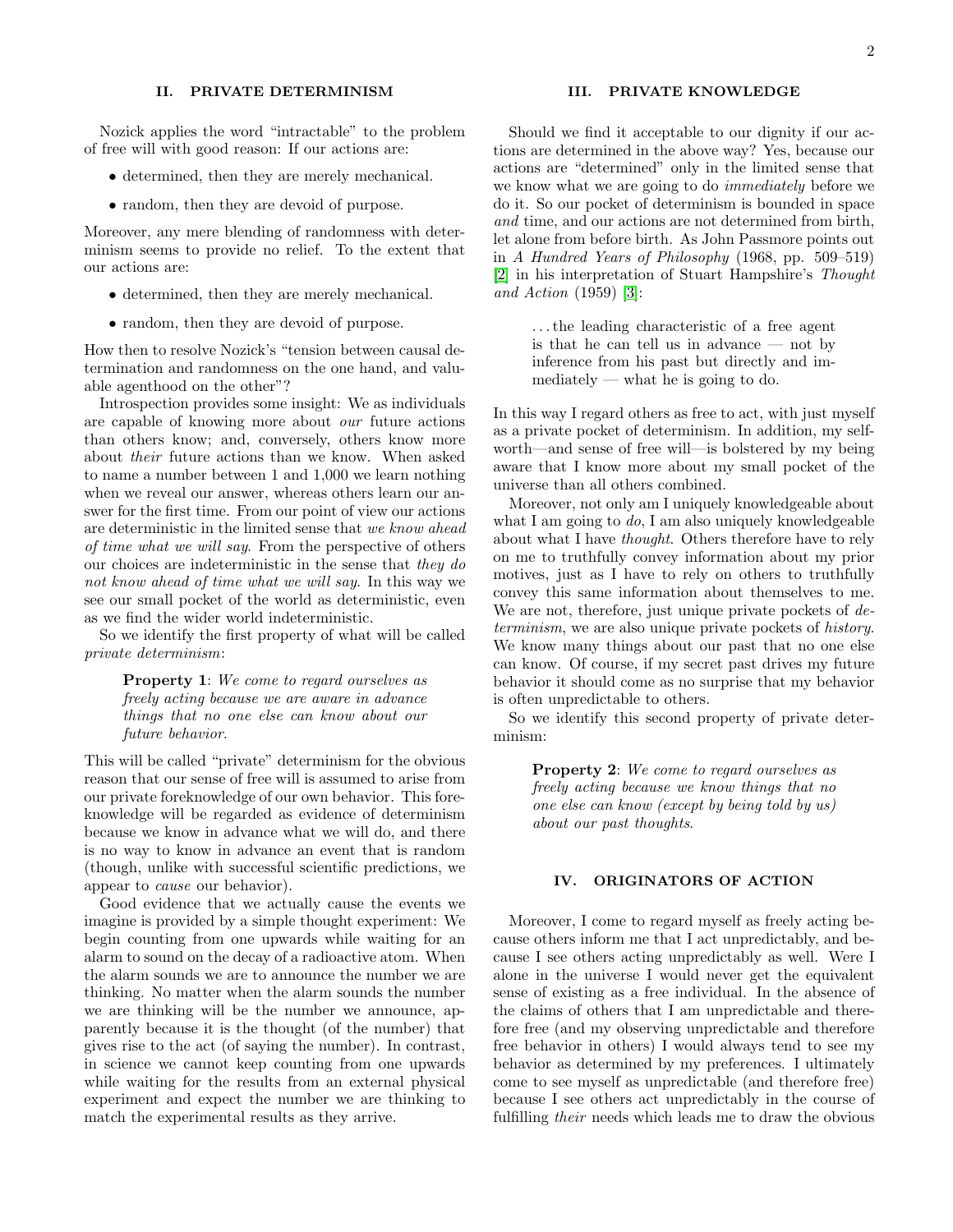## II. PRIVATE DETERMINISM

Nozick applies the word "intractable" to the problem of free will with good reason: If our actions are:

- determined, then they are merely mechanical.
- random, then they are devoid of purpose.

Moreover, any mere blending of randomness with determinism seems to provide no relief. To the extent that our actions are:

- determined, then they are merely mechanical.
- random, then they are devoid of purpose.

How then to resolve Nozick's "tension between causal determination and randomness on the one hand, and valuable agenthood on the other"?

Introspection provides some insight: We as individuals are capable of knowing more about *our* future actions than others know; and, conversely, others know more about *their* future actions than we know. When asked to name a number between 1 and 1,000 we learn nothing when we reveal our answer, whereas others learn our answer for the first time. From our point of view our actions are deterministic in the limited sense that *we know ahead of time what we will say*. From the perspective of others our choices are indeterministic in the sense that *they do not know ahead of time what we will say*. In this way we see our small pocket of the world as deterministic, even as we find the wider world indeterministic.

So we identify the first property of what will be called *private determinism*:

> **Property 1**: *We come to regard ourselves as freely acting because we are aware in advance things that no one else can know about our future behavior.*

This will be called "private" determinism for the obvious reason that our sense of free will is assumed to arise from our private foreknowledge of our own behavior. This foreknowledge will be regarded as evidence of determinism because we know in advance what we will do, and there is no way to know in advance an event that is random (though, unlike with successful scientific predictions, we appear to *cause* our behavior).

Good evidence that we actually cause the events we imagine is provided by a simple thought experiment: We begin counting from one upwards while waiting for an alarm to sound on the decay of a radioactive atom. When the alarm sounds we are to announce the number we are thinking. No matter when the alarm sounds the number we are thinking will be the number we announce, apparently because it is the thought (of the number) that gives rise to the act (of saying the number). In contrast, in science we cannot keep counting from one upwards while waiting for the results from an external physical experiment and expect the number we are thinking to match the experimental results as they arrive.

## III. PRIVATE KNOWLEDGE

Should we find it acceptable to our dignity if our actions are determined in the above way? Yes, because our actions are "determined" only in the limited sense that we know what we are going to do *immediately* before we do it. So our pocket of determinism is bounded in space *and* time, and our actions are not determined from birth, let alone from before birth. As John Passmore points out in *A Hundred Years of Philosophy* (1968, pp. 509–519) [2] in his interpretation of Stuart Hampshire's *Thought and Action* (1959) [3]:

> ...the leading characteristic of a free agent is that he can tell us in advance — not by inference from his past but directly and immediately — what he is going to do.

In this way I regard others as free to act, with just myself as a private pocket of determinism. In addition, my self-worth—and sense of free will—is bolstered by my being aware that I know more about my small pocket of the universe than all others combined.

Moreover, not only am I uniquely knowledgeable about what I am going to *do*, I am also uniquely knowledgeable about what I have *thought*. Others therefore have to rely on me to truthfully convey information about my prior motives, just as I have to rely on others to truthfully convey this same information about themselves to me. We are not, therefore, just unique private pockets of *determinism*, we are also unique private pockets of *history*. We know many things about our past that no one else can know. Of course, if my secret past drives my future behavior it should come as no surprise that my behavior is often unpredictable to others.

So we identify this second property of private determinism:

> **Property 2**: *We come to regard ourselves as freely acting because we know things that no one else can know (except by being told by us) about our past thoughts.*

## IV. ORIGINATORS OF ACTION

Moreover, I come to regard myself as freely acting because others inform me that I act unpredictably, and because I see others acting unpredictably as well. Were I alone in the universe I would never get the equivalent sense of existing as a free individual. In the absence of the claims of others that I am unpredictable and therefore free (and my observing unpredictable and therefore free behavior in others) I would always tend to see my behavior as determined by my preferences. I ultimately come to see myself as unpredictable (and therefore free) because I see others act unpredictably in the course of fulfilling *their* needs which leads me to draw the obvious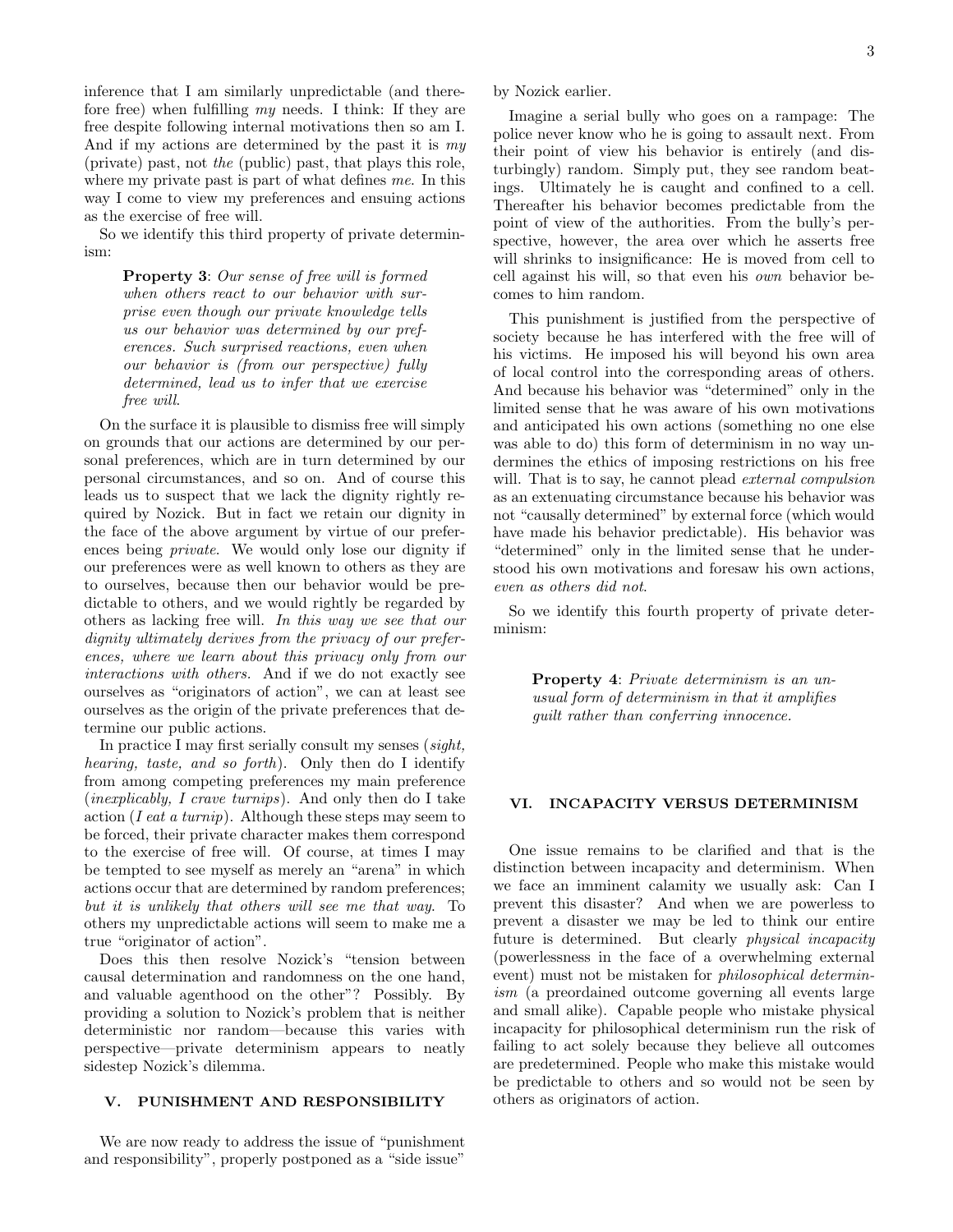inference that I am similarly unpredictable (and therefore free) when fulfilling *my* needs. I think: If they are free despite following internal motivations then so am I. And if my actions are determined by the past it is *my* (private) past, not *the* (public) past, that plays this role, where my private past is part of what defines *me*. In this way I come to view my preferences and ensuing actions as the exercise of free will.

So we identify this third property of private determinism:

> **Property 3**: *Our sense of free will is formed when others react to our behavior with surprise even though our private knowledge tells us our behavior was determined by our preferences. Such surprised reactions, even when our behavior is (from our perspective) fully determined, lead us to infer that we exercise free will.*

On the surface it is plausible to dismiss free will simply on grounds that our actions are determined by our personal preferences, which are in turn determined by our personal circumstances, and so on. And of course this leads us to suspect that we lack the dignity rightly required by Nozick. But in fact we retain our dignity in the face of the above argument by virtue of our preferences being *private*. We would only lose our dignity if our preferences were as well known to others as they are to ourselves, because then our behavior would be predictable to others, and we would rightly be regarded by others as lacking free will. *In this way we see that our dignity ultimately derives from the privacy of our preferences, where we learn about this privacy only from our interactions with others.* And if we do not exactly see ourselves as "originators of action", we can at least see ourselves as the origin of the private preferences that determine our public actions.

In practice I may first serially consult my senses (*sight, hearing, taste, and so forth*). Only then do I identify from among competing preferences my main preference (*inexplicably, I crave turnips*). And only then do I take action (*I eat a turnip*). Although these steps may seem to be forced, their private character makes them correspond to the exercise of free will. Of course, at times I may be tempted to see myself as merely an "arena" in which actions occur that are determined by random preferences; *but it is unlikely that others will see me that way*. To others my unpredictable actions will seem to make me a true "originator of action".

Does this then resolve Nozick's "tension between causal determination and randomness on the one hand, and valuable agenthood on the other"? Possibly. By providing a solution to Nozick's problem that is neither deterministic nor random—because this varies with perspective—private determinism appears to neatly sidestep Nozick's dilemma.

## V. PUNISHMENT AND RESPONSIBILITY

We are now ready to address the issue of "punishment and responsibility", properly postponed as a "side issue" by Nozick earlier.

Imagine a serial bully who goes on a rampage: The police never know who he is going to assault next. From their point of view his behavior is entirely (and disturbingly) random. Simply put, they see random beatings. Ultimately he is caught and confined to a cell. Thereafter his behavior becomes predictable from the point of view of the authorities. From the bully's perspective, however, the area over which he asserts free will shrinks to insignificance: He is moved from cell to cell against his will, so that even his *own* behavior becomes to him random.

This punishment is justified from the perspective of society because he has interfered with the free will of his victims. He imposed his will beyond his own area of local control into the corresponding areas of others. And because his behavior was "determined" only in the limited sense that he was aware of his own motivations and anticipated his own actions (something no one else was able to do) this form of determinism in no way undermines the ethics of imposing restrictions on his free will. That is to say, he cannot plead *external compulsion* as an extenuating circumstance because his behavior was not "causally determined" by external force (which would have made his behavior predictable). His behavior was "determined" only in the limited sense that he understood his own motivations and foresaw his own actions, *even as others did not*.

So we identify this fourth property of private determinism:

> **Property 4**: *Private determinism is an unusual form of determinism in that it amplifies guilt rather than conferring innocence.*

## VI. INCAPACITY VERSUS DETERMINISM

One issue remains to be clarified and that is the distinction between incapacity and determinism. When we face an imminent calamity we usually ask: Can I prevent this disaster? And when we are powerless to prevent a disaster we may be led to think our entire future is determined. But clearly *physical incapacity* (powerlessness in the face of a overwhelming external event) must not be mistaken for *philosophical determinism* (a preordained outcome governing all events large and small alike). Capable people who mistake physical incapacity for philosophical determinism run the risk of failing to act solely because they believe all outcomes are predetermined. People who make this mistake would be predictable to others and so would not be seen by others as originators of action.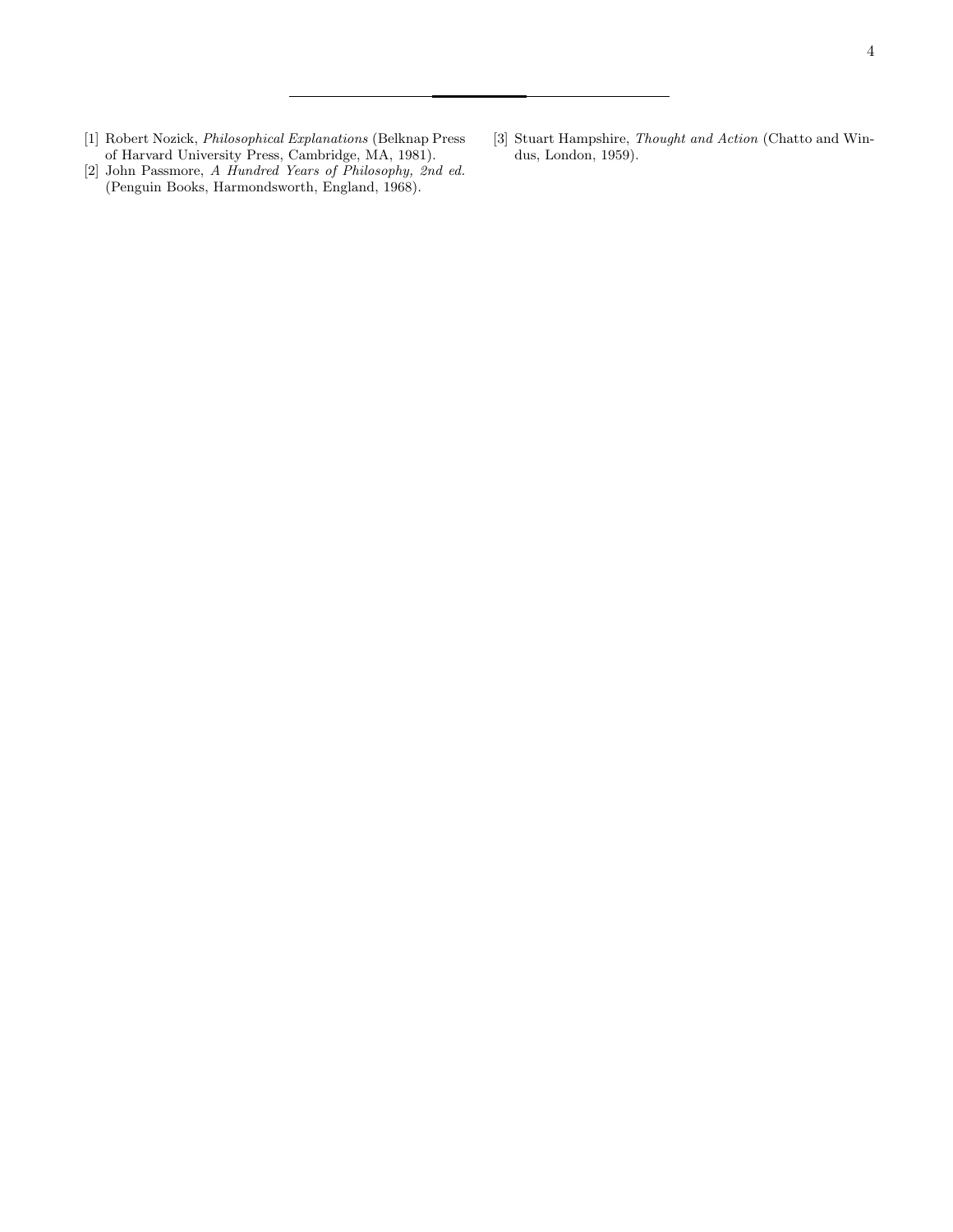[1] Robert Nozick, *Philosophical Explanations* (Belknap Press of Harvard University Press, Cambridge, MA, 1981).

[2] John Passmore, *A Hundred Years of Philosophy, 2nd ed.* (Penguin Books, Harmondsworth, England, 1968).

[3] Stuart Hampshire, *Thought and Action* (Chatto and Windus, London, 1959).